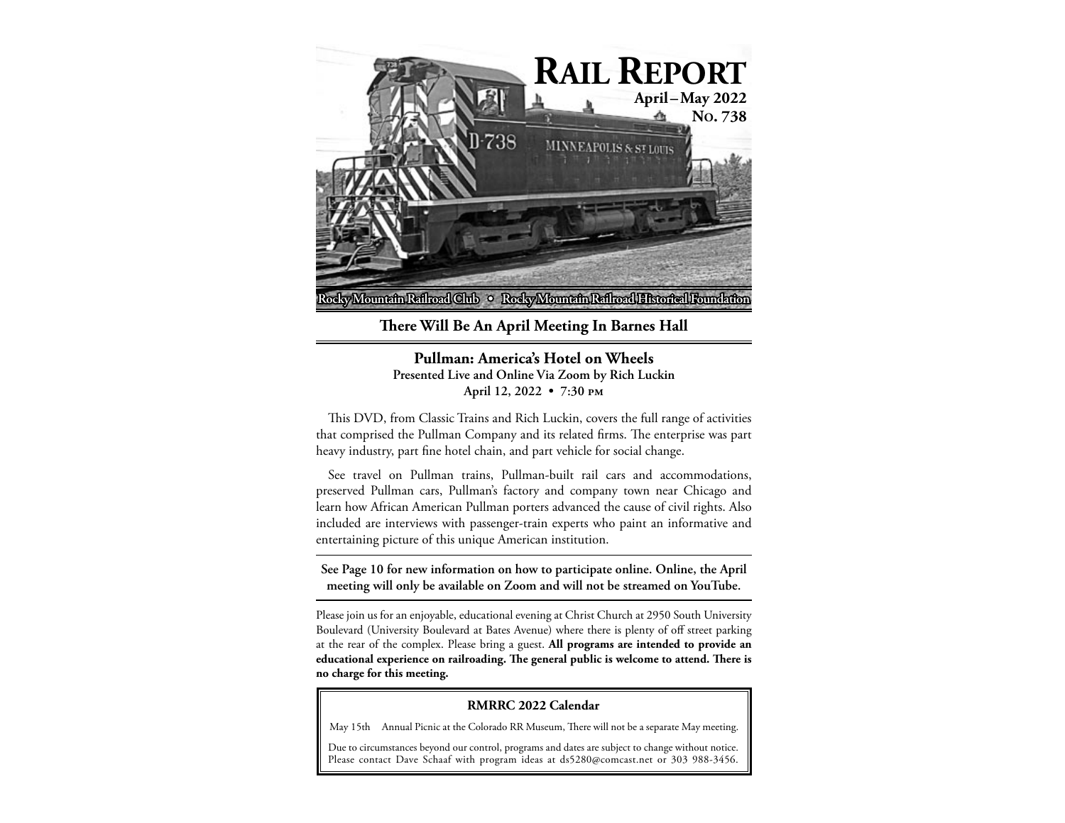# Rail Report

**April – May 2022**
**No. 738**

Rocky Mountain Railroad Club • Rocky Mountain Railroad Historical Foundation

## There Will Be An April Meeting In Barnes Hall

### Pullman: America's Hotel on Wheels

**Presented Live and Online Via Zoom by Rich Luckin**
**April 12, 2022 • 7:30 PM**

This DVD, from Classic Trains and Rich Luckin, covers the full range of activities that comprised the Pullman Company and its related firms. The enterprise was part heavy industry, part fine hotel chain, and part vehicle for social change.

See travel on Pullman trains, Pullman-built rail cars and accommodations, preserved Pullman cars, Pullman's factory and company town near Chicago and learn how African American Pullman porters advanced the cause of civil rights. Also included are interviews with passenger-train experts who paint an informative and entertaining picture of this unique American institution.

**See Page 10 for new information on how to participate online. Online, the April meeting will only be available on Zoom and will not be streamed on YouTube.**

Please join us for an enjoyable, educational evening at Christ Church at 2950 South University Boulevard (University Boulevard at Bates Avenue) where there is plenty of off street parking at the rear of the complex. Please bring a guest. **All programs are intended to provide an educational experience on railroading. The general public is welcome to attend. There is no charge for this meeting.**

**RMRRC 2022 Calendar**

May 15th Annual Picnic at the Colorado RR Museum, There will not be a separate May meeting.

Due to circumstances beyond our control, programs and dates are subject to change without notice. Please contact Dave Schaaf with program ideas at ds5280@comcast.net or 303 988-3456.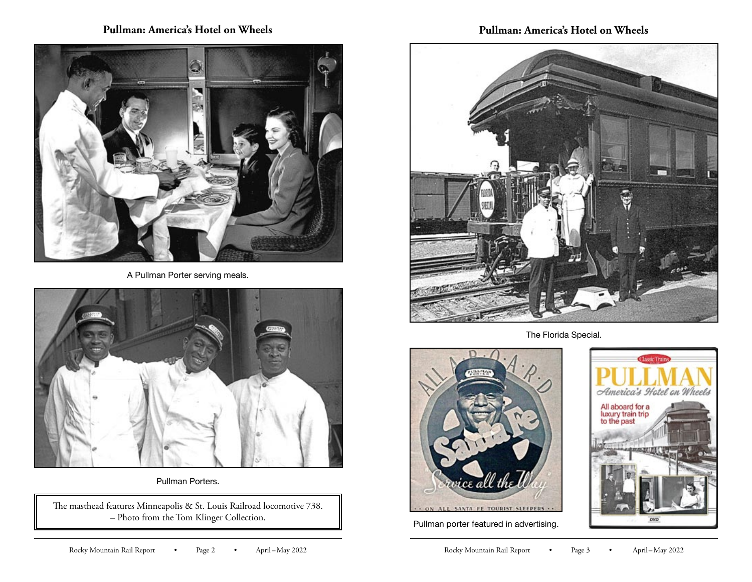A Pullman Porter serving meals.

Pullman Porters.

The masthead features Minneapolis & St. Louis Railroad locomotive 738. – Photo from the Tom Klinger Collection.

The Florida Special.

Pullman porter featured in advertising.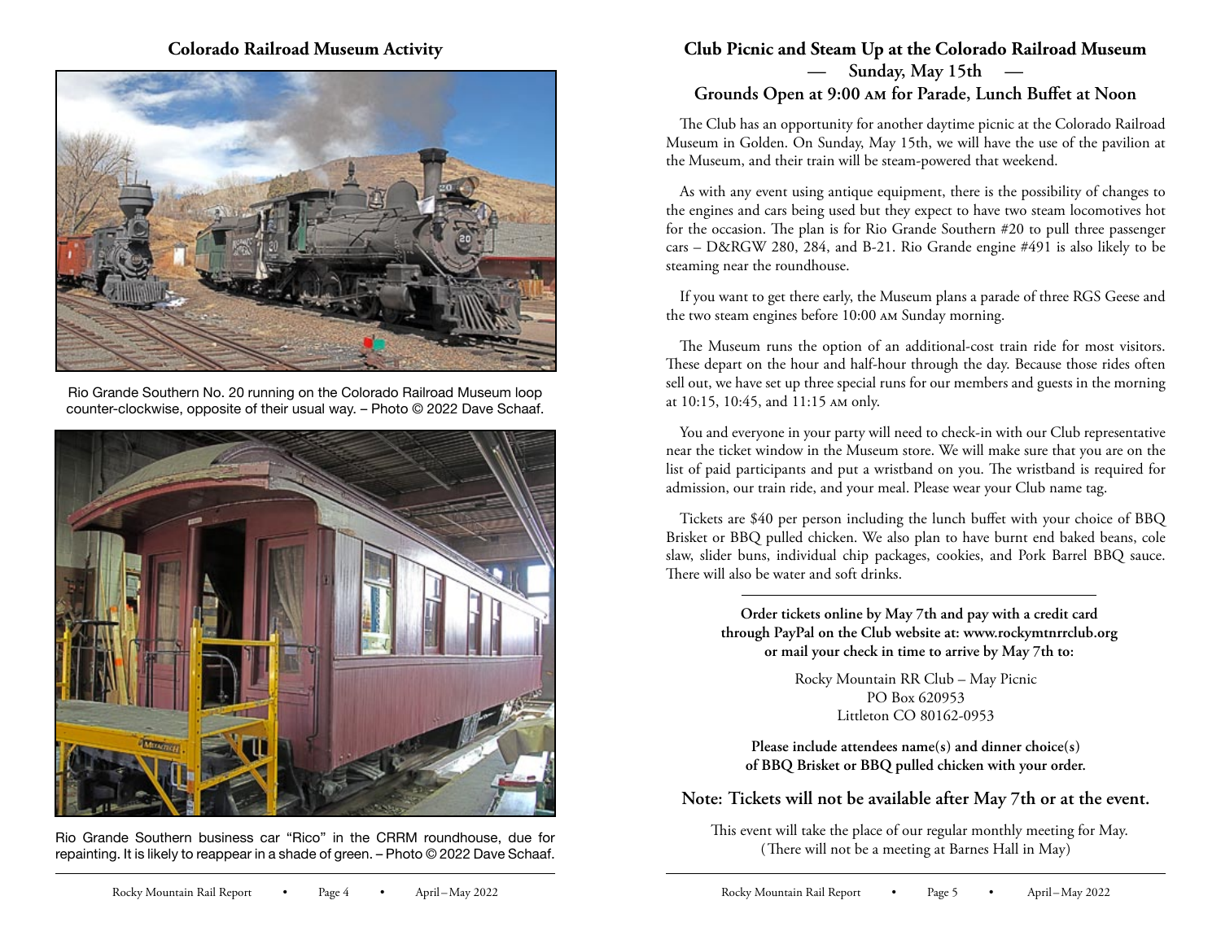## Colorado Railroad Museum Activity

Rio Grande Southern No. 20 running on the Colorado Railroad Museum loop counter-clockwise, opposite of their usual way. – Photo © 2022 Dave Schaaf.

Rio Grande Southern business car "Rico" in the CRRM roundhouse, due for repainting. It is likely to reappear in a shade of green. – Photo © 2022 Dave Schaaf.

## Club Picnic and Steam Up at the Colorado Railroad Museum
### — Sunday, May 15th —
### Grounds Open at 9:00 AM for Parade, Lunch Buffet at Noon

The Club has an opportunity for another daytime picnic at the Colorado Railroad Museum in Golden. On Sunday, May 15th, we will have the use of the pavilion at the Museum, and their train will be steam-powered that weekend.

As with any event using antique equipment, there is the possibility of changes to the engines and cars being used but they expect to have two steam locomotives hot for the occasion. The plan is for Rio Grande Southern #20 to pull three passenger cars – D&RGW 280, 284, and B-21. Rio Grande engine #491 is also likely to be steaming near the roundhouse.

If you want to get there early, the Museum plans a parade of three RGS Geese and the two steam engines before 10:00 AM Sunday morning.

The Museum runs the option of an additional-cost train ride for most visitors. These depart on the hour and half-hour through the day. Because those rides often sell out, we have set up three special runs for our members and guests in the morning at 10:15, 10:45, and 11:15 AM only.

You and everyone in your party will need to check-in with our Club representative near the ticket window in the Museum store. We will make sure that you are on the list of paid participants and put a wristband on you. The wristband is required for admission, our train ride, and your meal. Please wear your Club name tag.

Tickets are $40 per person including the lunch buffet with your choice of BBQ Brisket or BBQ pulled chicken. We also plan to have burnt end baked beans, cole slaw, slider buns, individual chip packages, cookies, and Pork Barrel BBQ sauce. There will also be water and soft drinks.

---

**Order tickets online by May 7th and pay with a credit card through PayPal on the Club website at: www.rockymtnrrclub.org or mail your check in time to arrive by May 7th to:**

Rocky Mountain RR Club – May Picnic
PO Box 620953
Littleton CO 80162-0953

**Please include attendees name(s) and dinner choice(s) of BBQ Brisket or BBQ pulled chicken with your order.**

### Note: Tickets will not be available after May 7th or at the event.

This event will take the place of our regular monthly meeting for May.
(There will not be a meeting at Barnes Hall in May)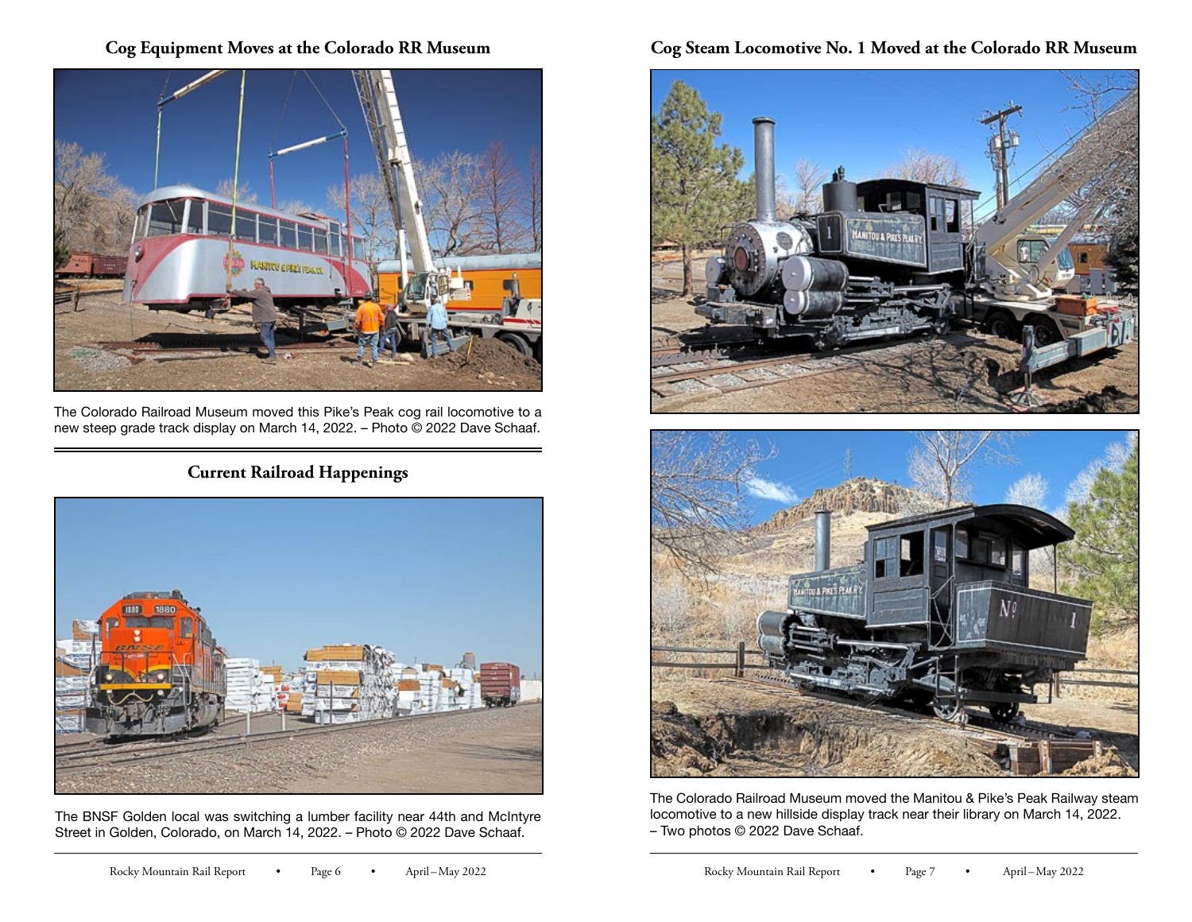## Cog Equipment Moves at the Colorado RR Museum

The Colorado Railroad Museum moved this Pike's Peak cog rail locomotive to a new steep grade track display on March 14, 2022. – Photo © 2022 Dave Schaaf.

## Current Railroad Happenings

The BNSF Golden local was switching a lumber facility near 44th and McIntyre Street in Golden, Colorado, on March 14, 2022. – Photo © 2022 Dave Schaaf.

## Cog Steam Locomotive No. 1 Moved at the Colorado RR Museum

The Colorado Railroad Museum moved the Manitou & Pike's Peak Railway steam locomotive to a new hillside display track near their library on March 14, 2022. – Two photos © 2022 Dave Schaaf.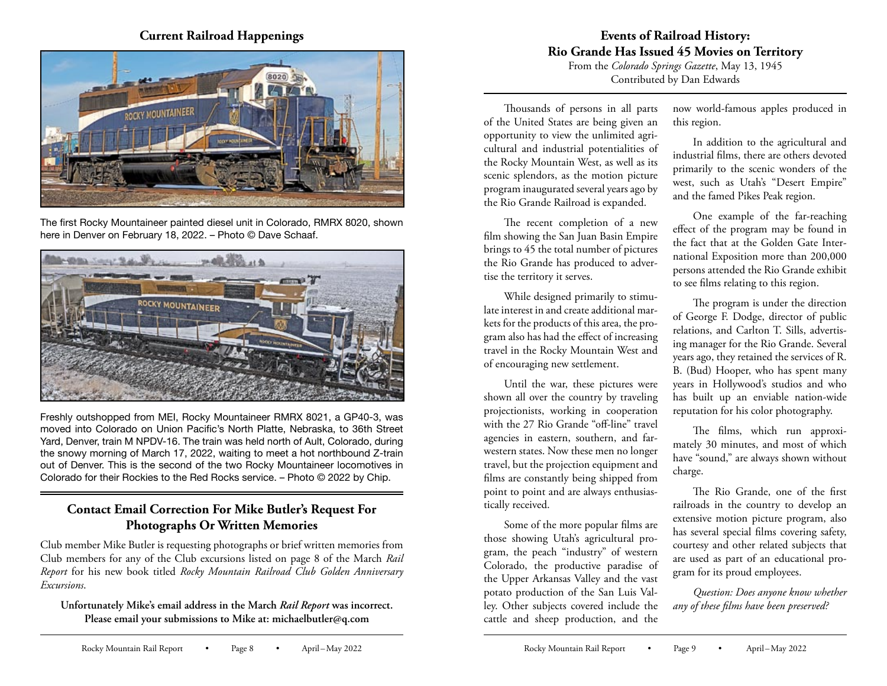## Current Railroad Happenings

The first Rocky Mountaineer painted diesel unit in Colorado, RMRX 8020, shown here in Denver on February 18, 2022. – Photo © Dave Schaaf.

Freshly outshopped from MEI, Rocky Mountaineer RMRX 8021, a GP40-3, was moved into Colorado on Union Pacific's North Platte, Nebraska, to 36th Street Yard, Denver, train M NPDV-16. The train was held north of Ault, Colorado, during the snowy morning of March 17, 2022, waiting to meet a hot northbound Z-train out of Denver. This is the second of the two Rocky Mountaineer locomotives in Colorado for their Rockies to the Red Rocks service. – Photo © 2022 by Chip.

## Contact Email Correction For Mike Butler's Request For Photographs Or Written Memories

Club member Mike Butler is requesting photographs or brief written memories from Club members for any of the Club excursions listed on page 8 of the March *Rail Report* for his new book titled *Rocky Mountain Railroad Club Golden Anniversary Excursions*.

**Unfortunately Mike's email address in the March *Rail Report* was incorrect. Please email your submissions to Mike at: michaelbutler@q.com**

## Events of Railroad History: Rio Grande Has Issued 45 Movies on Territory

From the *Colorado Springs Gazette*, May 13, 1945
Contributed by Dan Edwards

Thousands of persons in all parts of the United States are being given an opportunity to view the unlimited agricultural and industrial potentialities of the Rocky Mountain West, as well as its scenic splendors, as the motion picture program inaugurated several years ago by the Rio Grande Railroad is expanded.

The recent completion of a new film showing the San Juan Basin Empire brings to 45 the total number of pictures the Rio Grande has produced to advertise the territory it serves.

While designed primarily to stimulate interest in and create additional markets for the products of this area, the program also has had the effect of increasing travel in the Rocky Mountain West and of encouraging new settlement.

Until the war, these pictures were shown all over the country by traveling projectionists, working in cooperation with the 27 Rio Grande "off-line" travel agencies in eastern, southern, and far-western states. Now these men no longer travel, but the projection equipment and films are constantly being shipped from point to point and are always enthusiastically received.

Some of the more popular films are those showing Utah's agricultural program, the peach "industry" of western Colorado, the productive paradise of the Upper Arkansas Valley and the vast potato production of the San Luis Valley. Other subjects covered include the cattle and sheep production, and the now world-famous apples produced in this region.

In addition to the agricultural and industrial films, there are others devoted primarily to the scenic wonders of the west, such as Utah's "Desert Empire" and the famed Pikes Peak region.

One example of the far-reaching effect of the program may be found in the fact that at the Golden Gate International Exposition more than 200,000 persons attended the Rio Grande exhibit to see films relating to this region.

The program is under the direction of George F. Dodge, director of public relations, and Carlton T. Sills, advertising manager for the Rio Grande. Several years ago, they retained the services of R. B. (Bud) Hooper, who has spent many years in Hollywood's studios and who has built up an enviable nation-wide reputation for his color photography.

The films, which run approximately 30 minutes, and most of which have "sound," are always shown without charge.

The Rio Grande, one of the first railroads in the country to develop an extensive motion picture program, also has several special films covering safety, courtesy and other related subjects that are used as part of an educational program for its proud employees.

*Question: Does anyone know whether any of these films have been preserved?*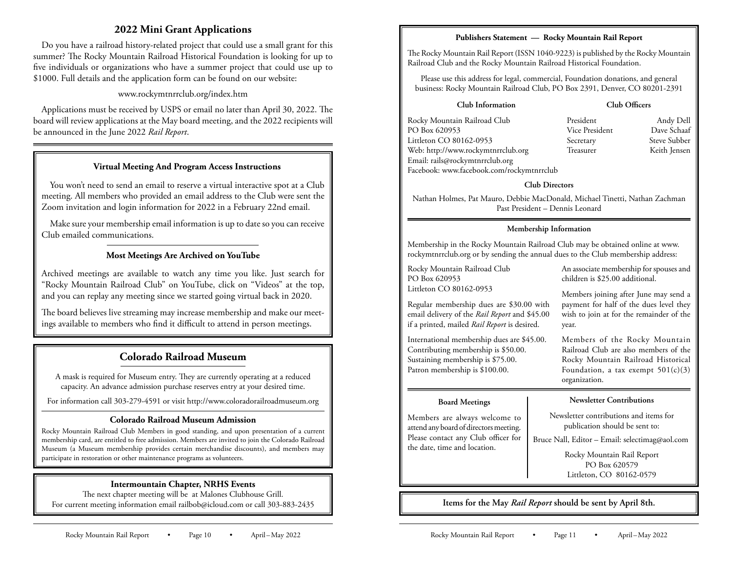## 2022 Mini Grant Applications

Do you have a railroad history-related project that could use a small grant for this summer? The Rocky Mountain Railroad Historical Foundation is looking for up to five individuals or organizations who have a summer project that could use up to $1000. Full details and the application form can be found on our website:

www.rockymtnrrclub.org/index.htm

Applications must be received by USPS or email no later than April 30, 2022. The board will review applications at the May board meeting, and the 2022 recipients will be announced in the June 2022 *Rail Report*.

### Virtual Meeting And Program Access Instructions

You won't need to send an email to reserve a virtual interactive spot at a Club meeting. All members who provided an email address to the Club were sent the Zoom invitation and login information for 2022 in a February 22nd email.

Make sure your membership email information is up to date so you can receive Club emailed communications.

### Most Meetings Are Archived on YouTube

Archived meetings are available to watch any time you like. Just search for "Rocky Mountain Railroad Club" on YouTube, click on "Videos" at the top, and you can replay any meeting since we started going virtual back in 2020.

The board believes live streaming may increase membership and make our meetings available to members who find it difficult to attend in person meetings.

## Colorado Railroad Museum

A mask is required for Museum entry. They are currently operating at a reduced capacity. An advance admission purchase reserves entry at your desired time.

For information call 303-279-4591 or visit http://www.coloradorailroadmuseum.org

### Colorado Railroad Museum Admission

Rocky Mountain Railroad Club Members in good standing, and upon presentation of a current membership card, are entitled to free admission. Members are invited to join the Colorado Railroad Museum (a Museum membership provides certain merchandise discounts), and members may participate in restoration or other maintenance programs as volunteers.

### Intermountain Chapter, NRHS Events

The next chapter meeting will be at Malones Clubhouse Grill.
For current meeting information email railbob@icloud.com or call 303-883-2435

### Publishers Statement — Rocky Mountain Rail Report

The Rocky Mountain Rail Report (ISSN 1040-9223) is published by the Rocky Mountain Railroad Club and the Rocky Mountain Railroad Historical Foundation.

Please use this address for legal, commercial, Foundation donations, and general business: Rocky Mountain Railroad Club, PO Box 2391, Denver, CO 80201-2391

### Club Information

Rocky Mountain Railroad Club
PO Box 620953
Littleton CO 80162-0953
Web: http://www.rockymtnrrclub.org
Email: rails@rockymtnrrclub.org
Facebook: www.facebook.com/rockymtnrrclub

### Club Officers

| | |
|---|---|
| President | Andy Dell |
| Vice President | Dave Schaaf |
| Secretary | Steve Subber |
| Treasurer | Keith Jensen |

### Club Directors

Nathan Holmes, Pat Mauro, Debbie MacDonald, Michael Tinetti, Nathan Zachman
Past President – Dennis Leonard

### Membership Information

Membership in the Rocky Mountain Railroad Club may be obtained online at www.rockymtnrrclub.org or by sending the annual dues to the Club membership address:

Rocky Mountain Railroad Club
PO Box 620953
Littleton CO 80162-0953

Regular membership dues are $30.00 with email delivery of the *Rail Report* and $45.00 if a printed, mailed *Rail Report* is desired.

International membership dues are $45.00.
Contributing membership is $50.00.
Sustaining membership is $75.00.
Patron membership is $100.00.

An associate membership for spouses and children is $25.00 additional.

Members joining after June may send a payment for half of the dues level they wish to join at for the remainder of the year.

Members of the Rocky Mountain Railroad Club are also members of the Rocky Mountain Railroad Historical Foundation, a tax exempt 501(c)(3) organization.

### Board Meetings

Members are always welcome to attend any board of directors meeting. Please contact any Club officer for the date, time and location.

### Newsletter Contributions

Newsletter contributions and items for publication should be sent to:

Bruce Nall, Editor – Email: selectimag@aol.com

Rocky Mountain Rail Report
PO Box 620579
Littleton, CO 80162-0579

**Items for the May *Rail Report* should be sent by April 8th.**